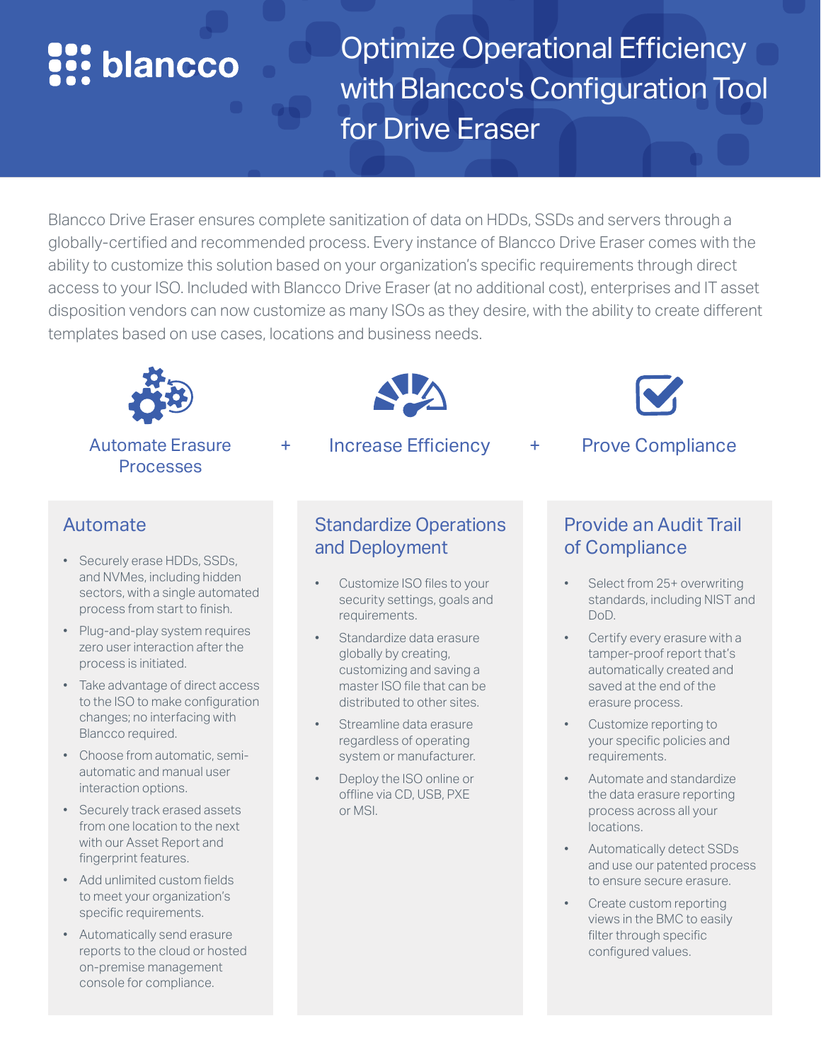blancco

# Optimize Operational Efficiency with Blancco's Configuration Tool for Drive Eraser

Blancco Drive Eraser ensures complete sanitization of data on HDDs, SSDs and servers through a globally-certified and recommended process. Every instance of Blancco Drive Eraser comes with the ability to customize this solution based on your organization's specific requirements through direct access to your ISO. Included with Blancco Drive Eraser (at no additional cost), enterprises and IT asset disposition vendors can now customize as many ISOs as they desire, with the ability to create different templates based on use cases, locations and business needs.

Automate Erasure Processes + Increase Efficiency + Prove Compliance

## Automate

- Securely erase HDDs, SSDs, and NVMes, including hidden sectors, with a single automated process from start to finish.
- Plug-and-play system requires zero user interaction after the process is initiated.
- Take advantage of direct access to the ISO to make configuration changes; no interfacing with Blancco required.
- Choose from automatic, semi-automatic and manual user interaction options.
- Securely track erased assets from one location to the next with our Asset Report and fingerprint features.
- Add unlimited custom fields to meet your organization's specific requirements.
- Automatically send erasure reports to the cloud or hosted on-premise management console for compliance.

## Standardize Operations and Deployment

- Customize ISO files to your security settings, goals and requirements.
- Standardize data erasure globally by creating, customizing and saving a master ISO file that can be distributed to other sites.
- Streamline data erasure regardless of operating system or manufacturer.
- Deploy the ISO online or offline via CD, USB, PXE or MSI.

## Provide an Audit Trail of Compliance

- Select from 25+ overwriting standards, including NIST and DoD.
- Certify every erasure with a tamper-proof report that's automatically created and saved at the end of the erasure process.
- Customize reporting to your specific policies and requirements.
- Automate and standardize the data erasure reporting process across all your locations.
- Automatically detect SSDs and use our patented process to ensure secure erasure.
- Create custom reporting views in the BMC to easily filter through specific configured values.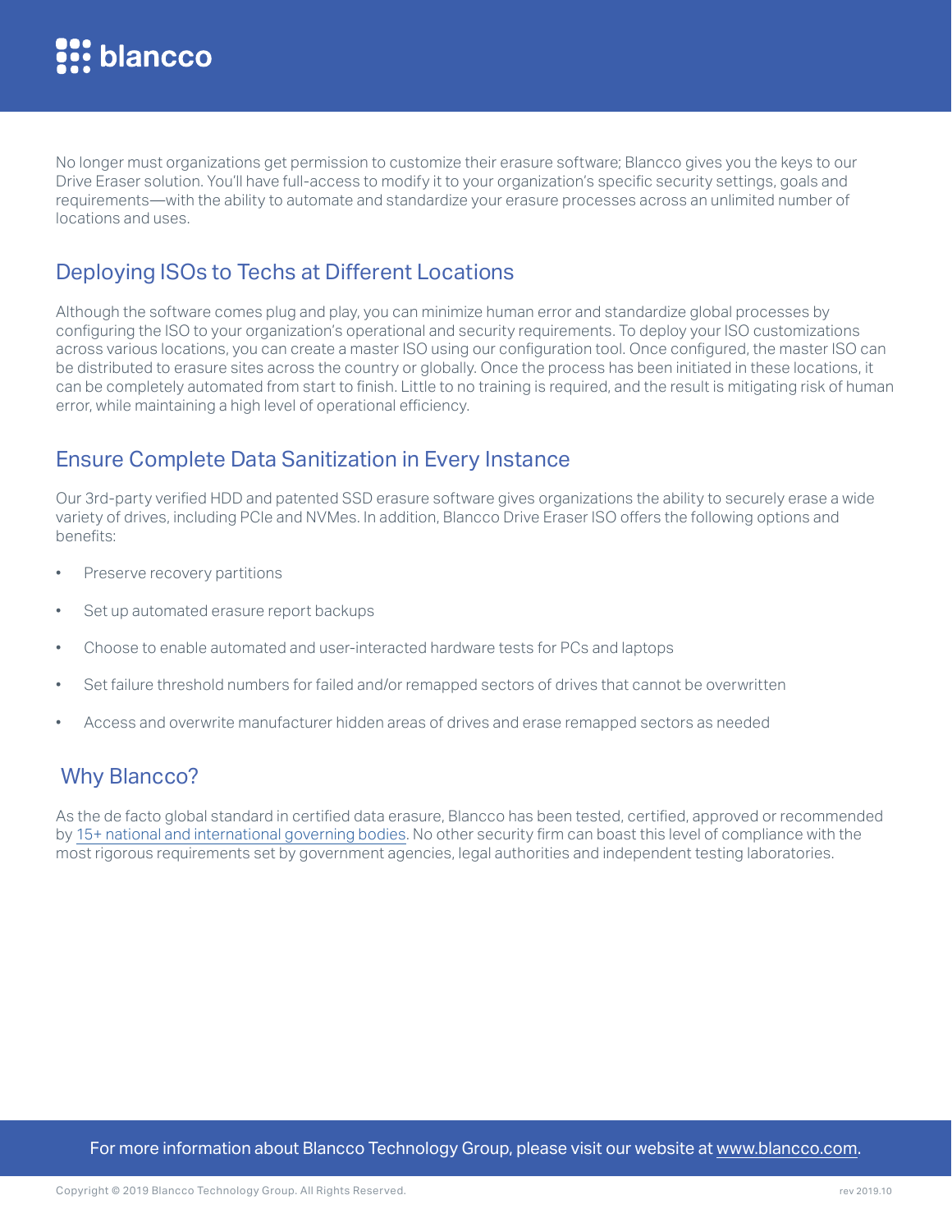No longer must organizations get permission to customize their erasure software; Blancco gives you the keys to our Drive Eraser solution. You'll have full-access to modify it to your organization's specific security settings, goals and requirements—with the ability to automate and standardize your erasure processes across an unlimited number of locations and uses.

## Deploying ISOs to Techs at Different Locations

Although the software comes plug and play, you can minimize human error and standardize global processes by configuring the ISO to your organization's operational and security requirements. To deploy your ISO customizations across various locations, you can create a master ISO using our configuration tool. Once configured, the master ISO can be distributed to erasure sites across the country or globally. Once the process has been initiated in these locations, it can be completely automated from start to finish. Little to no training is required, and the result is mitigating risk of human error, while maintaining a high level of operational efficiency.

## Ensure Complete Data Sanitization in Every Instance

Our 3rd-party verified HDD and patented SSD erasure software gives organizations the ability to securely erase a wide variety of drives, including PCIe and NVMes. In addition, Blancco Drive Eraser ISO offers the following options and benefits:

- Preserve recovery partitions
- Set up automated erasure report backups
- Choose to enable automated and user-interacted hardware tests for PCs and laptops
- Set failure threshold numbers for failed and/or remapped sectors of drives that cannot be overwritten
- Access and overwrite manufacturer hidden areas of drives and erase remapped sectors as needed

## Why Blancco?

As the de facto global standard in certified data erasure, Blancco has been tested, certified, approved or recommended by 15+ national and international governing bodies. No other security firm can boast this level of compliance with the most rigorous requirements set by government agencies, legal authorities and independent testing laboratories.

For more information about Blancco Technology Group, please visit our website at www.blancco.com.

Copyright © 2019 Blancco Technology Group. All Rights Reserved.

rev 2019.10